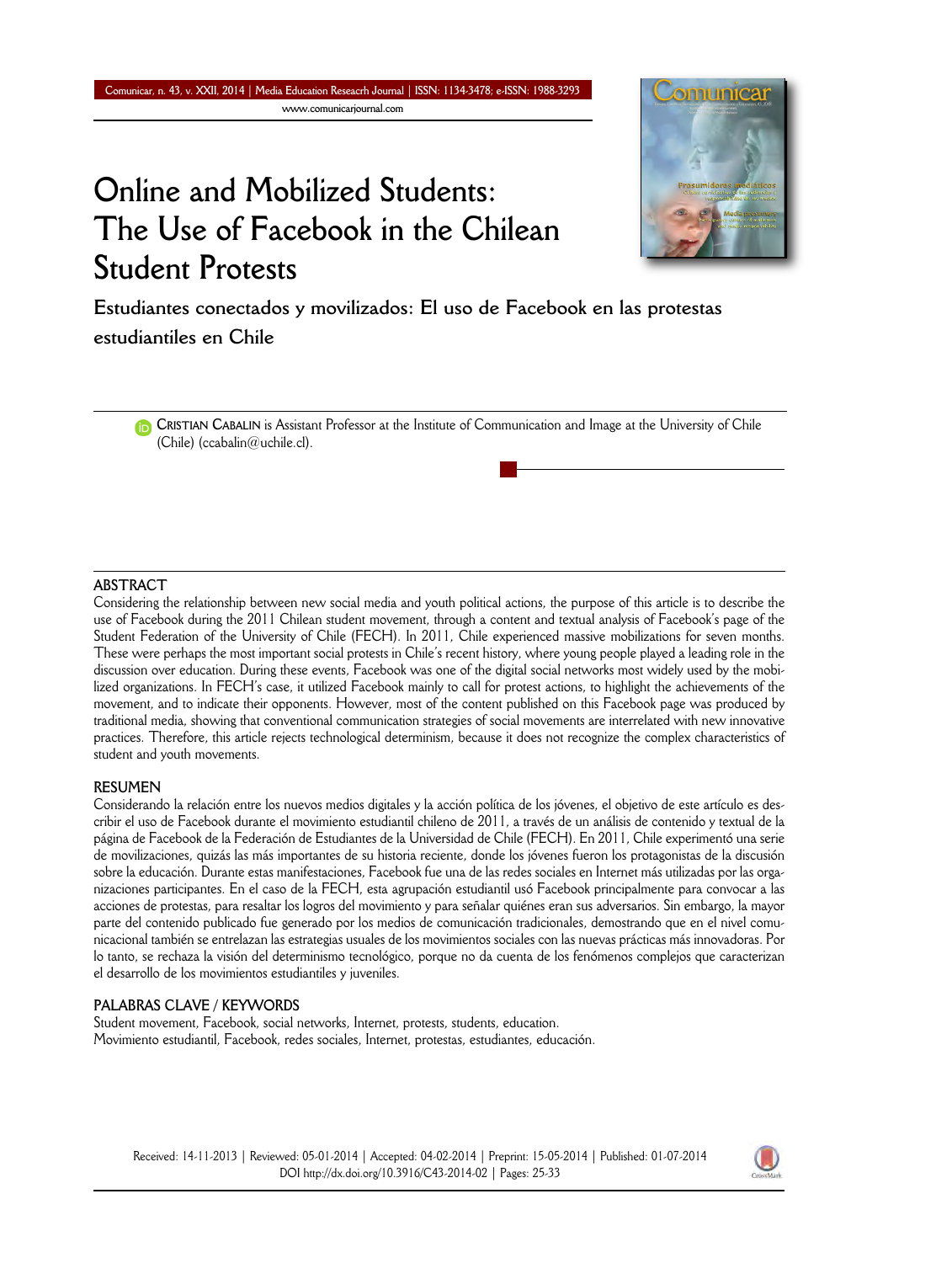# Online and Mobilized Students: The Use of Facebook in the Chilean Student Protests

## Estudiantes conectados y movilizados: El uso de Facebook en las protestas estudiantiles en Chile

CRISTIAN CABALIN is Assistant Professor at the Institute of Communication and Image at the University of Chile (Chile) (ccabalin@uchile.cl).

### ABSTRACT

Considering the relationship between new social media and youth political actions, the purpose of this article is to describe the use of Facebook during the 2011 Chilean student movement, through a content and textual analysis of Facebook's page of the Student Federation of the University of Chile (FECH). In 2011, Chile experienced massive mobilizations for seven months. These were perhaps the most important social protests in Chile's recent history, where young people played a leading role in the discussion over education. During these events, Facebook was one of the digital social networks most widely used by the mobilized organizations. In FECH's case, it utilized Facebook mainly to call for protest actions, to highlight the achievements of the movement, and to indicate their opponents. However, most of the content published on this Facebook page was produced by traditional media, showing that conventional communication strategies of social movements are interrelated with new innovative practices. Therefore, this article rejects technological determinism, because it does not recognize the complex characteristics of student and youth movements.

### RESUMEN

Considerando la relación entre los nuevos medios digitales y la acción política de los jóvenes, el objetivo de este artículo es describir el uso de Facebook durante el movimiento estudiantil chileno de 2011, a través de un análisis de contenido y textual de la página de Facebook de la Federación de Estudiantes de la Universidad de Chile (FECH). En 2011, Chile experimentó una serie de movilizaciones, quizás las más importantes de su historia reciente, donde los jóvenes fueron los protagonistas de la discusión sobre la educación. Durante estas manifestaciones, Facebook fue una de las redes sociales en Internet más utilizadas por las organizaciones participantes. En el caso de la FECH, esta agrupación estudiantil usó Facebook principalmente para convocar a las acciones de protestas, para resaltar los logros del movimiento y para señalar quiénes eran sus adversarios. Sin embargo, la mayor parte del contenido publicado fue generado por los medios de comunicación tradicionales, demostrando que en el nivel comunicacional también se entrelazan las estrategias usuales de los movimientos sociales con las nuevas prácticas más innovadoras. Por lo tanto, se rechaza la visión del determinismo tecnológico, porque no da cuenta de los fenómenos complejos que caracterizan el desarrollo de los movimientos estudiantiles y juveniles.

### PALABRAS CLAVE / KEYWORDS

Student movement, Facebook, social networks, Internet, protests, students, education.
Movimiento estudiantil, Facebook, redes sociales, Internet, protestas, estudiantes, educación.

Received: 14-11-2013 | Reviewed: 05-01-2014 | Accepted: 04-02-2014 | Preprint: 15-05-2014 | Published: 01-07-2014
DOI http://dx.doi.org/10.3916/C43-2014-02 | Pages: 25-33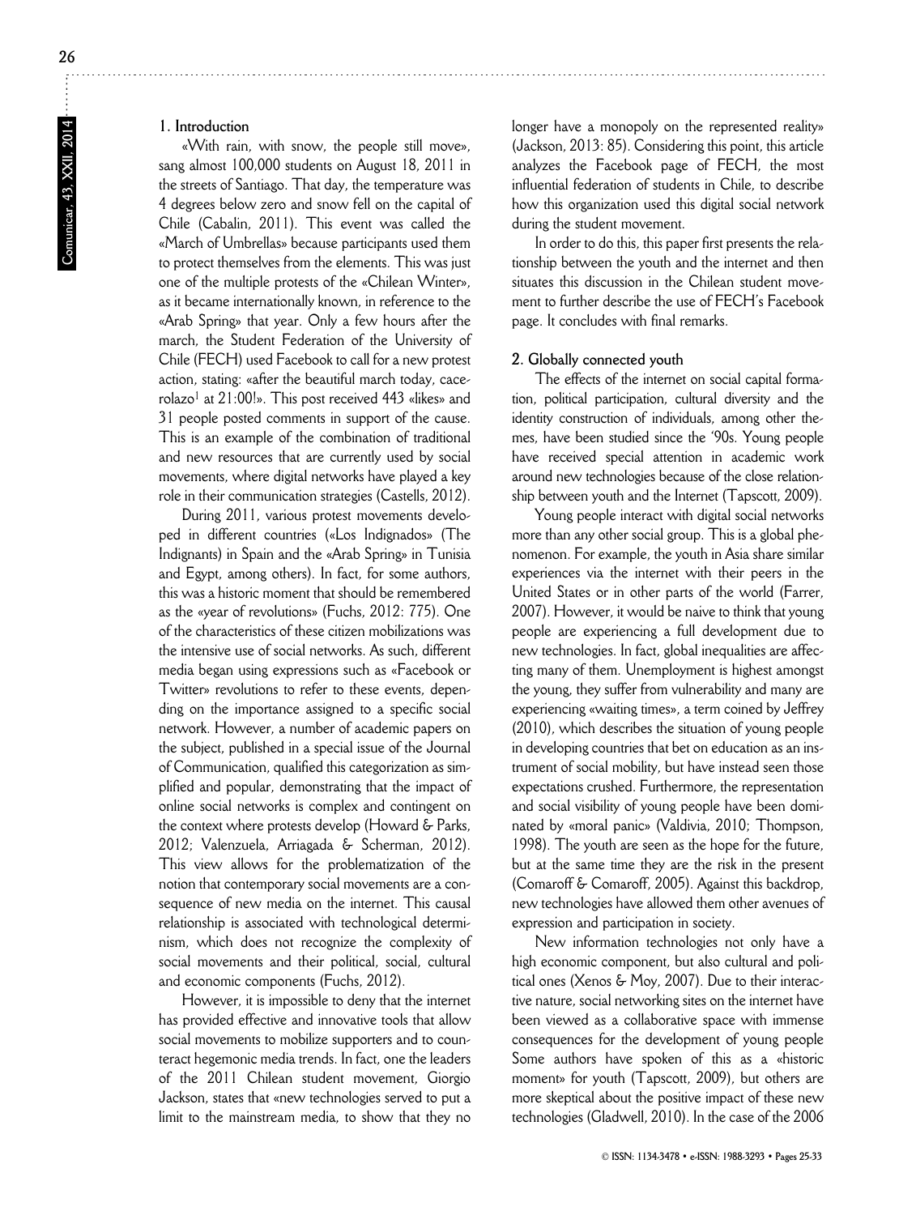## 1. Introduction

«With rain, with snow, the people still move», sang almost 100,000 students on August 18, 2011 in the streets of Santiago. That day, the temperature was 4 degrees below zero and snow fell on the capital of Chile (Cabalin, 2011). This event was called the «March of Umbrellas» because participants used them to protect themselves from the elements. This was just one of the multiple protests of the «Chilean Winter», as it became internationally known, in reference to the «Arab Spring» that year. Only a few hours after the march, the Student Federation of the University of Chile (FECH) used Facebook to call for a new protest action, stating: «after the beautiful march today, cacerolazo[1] at 21:00!». This post received 443 «likes» and 31 people posted comments in support of the cause. This is an example of the combination of traditional and new resources that are currently used by social movements, where digital networks have played a key role in their communication strategies (Castells, 2012).

During 2011, various protest movements developed in different countries («Los Indignados» (The Indignants) in Spain and the «Arab Spring» in Tunisia and Egypt, among others). In fact, for some authors, this was a historic moment that should be remembered as the «year of revolutions» (Fuchs, 2012: 775). One of the characteristics of these citizen mobilizations was the intensive use of social networks. As such, different media began using expressions such as «Facebook or Twitter» revolutions to refer to these events, depending on the importance assigned to a specific social network. However, a number of academic papers on the subject, published in a special issue of the Journal of Communication, qualified this categorization as simplified and popular, demonstrating that the impact of online social networks is complex and contingent on the context where protests develop (Howard & Parks, 2012; Valenzuela, Arriagada & Scherman, 2012). This view allows for the problematization of the notion that contemporary social movements are a consequence of new media on the internet. This causal relationship is associated with technological determinism, which does not recognize the complexity of social movements and their political, social, cultural and economic components (Fuchs, 2012).

However, it is impossible to deny that the internet has provided effective and innovative tools that allow social movements to mobilize supporters and to counteract hegemonic media trends. In fact, one the leaders of the 2011 Chilean student movement, Giorgio Jackson, states that «new technologies served to put a limit to the mainstream media, to show that they no longer have a monopoly on the represented reality» (Jackson, 2013: 85). Considering this point, this article analyzes the Facebook page of FECH, the most influential federation of students in Chile, to describe how this organization used this digital social network during the student movement.

In order to do this, this paper first presents the relationship between the youth and the internet and then situates this discussion in the Chilean student movement to further describe the use of FECH's Facebook page. It concludes with final remarks.

## 2. Globally connected youth

The effects of the internet on social capital formation, political participation, cultural diversity and the identity construction of individuals, among other themes, have been studied since the '90s. Young people have received special attention in academic work around new technologies because of the close relationship between youth and the Internet (Tapscott, 2009).

Young people interact with digital social networks more than any other social group. This is a global phenomenon. For example, the youth in Asia share similar experiences via the internet with their peers in the United States or in other parts of the world (Farrer, 2007). However, it would be naive to think that young people are experiencing a full development due to new technologies. In fact, global inequalities are affecting many of them. Unemployment is highest amongst the young, they suffer from vulnerability and many are experiencing «waiting times», a term coined by Jeffrey (2010), which describes the situation of young people in developing countries that bet on education as an instrument of social mobility, but have instead seen those expectations crushed. Furthermore, the representation and social visibility of young people have been dominated by «moral panic» (Valdivia, 2010; Thompson, 1998). The youth are seen as the hope for the future, but at the same time they are the risk in the present (Comaroff & Comaroff, 2005). Against this backdrop, new technologies have allowed them other avenues of expression and participation in society.

New information technologies not only have a high economic component, but also cultural and political ones (Xenos & Moy, 2007). Due to their interactive nature, social networking sites on the internet have been viewed as a collaborative space with immense consequences for the development of young people Some authors have spoken of this as a «historic moment» for youth (Tapscott, 2009), but others are more skeptical about the positive impact of these new technologies (Gladwell, 2010). In the case of the 2006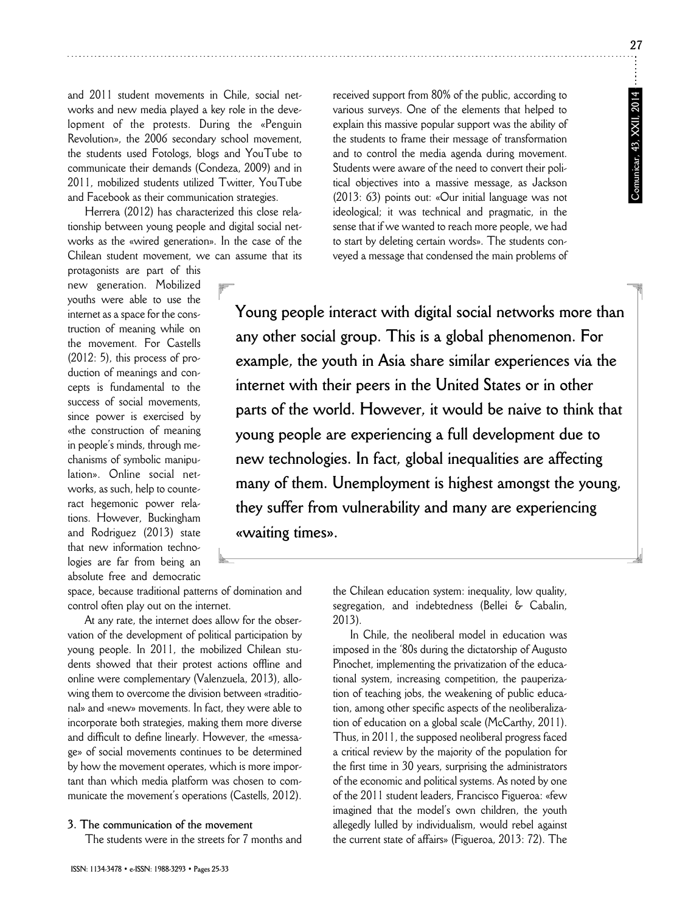and 2011 student movements in Chile, social networks and new media played a key role in the development of the protests. During the «Penguin Revolution», the 2006 secondary school movement, the students used Fotologs, blogs and YouTube to communicate their demands (Condeza, 2009) and in 2011, mobilized students utilized Twitter, YouTube and Facebook as their communication strategies.

Herrera (2012) has characterized this close relationship between young people and digital social networks as the «wired generation». In the case of the Chilean student movement, we can assume that its protagonists are part of this new generation. Mobilized youths were able to use the internet as a space for the construction of meaning while on the movement. For Castells (2012: 5), this process of production of meanings and concepts is fundamental to the success of social movements, since power is exercised by «the construction of meaning in people's minds, through mechanisms of symbolic manipulation». Online social networks, as such, help to counteract hegemonic power relations. However, Buckingham and Rodriguez (2013) state that new information technologies are far from being an absolute free and democratic space, because traditional patterns of domination and control often play out on the internet.

At any rate, the internet does allow for the observation of the development of political participation by young people. In 2011, the mobilized Chilean students showed that their protest actions offline and online were complementary (Valenzuela, 2013), allowing them to overcome the division between «traditional» and «new» movements. In fact, they were able to incorporate both strategies, making them more diverse and difficult to define linearly. However, the «message» of social movements continues to be determined by how the movement operates, which is more important than which media platform was chosen to communicate the movement's operations (Castells, 2012).

**Young people interact with digital social networks more than any other social group. This is a global phenomenon. For example, the youth in Asia share similar experiences via the internet with their peers in the United States or in other parts of the world. However, it would be naive to think that young people are experiencing a full development due to new technologies. In fact, global inequalities are affecting many of them. Unemployment is highest amongst the young, they suffer from vulnerability and many are experiencing «waiting times».**

### 3. The communication of the movement

The students were in the streets for 7 months and received support from 80% of the public, according to various surveys. One of the elements that helped to explain this massive popular support was the ability of the students to frame their message of transformation and to control the media agenda during movement. Students were aware of the need to convert their political objectives into a massive message, as Jackson (2013: 63) points out: «Our initial language was not ideological; it was technical and pragmatic, in the sense that if we wanted to reach more people, we had to start by deleting certain words». The students conveyed a message that condensed the main problems of the Chilean education system: inequality, low quality, segregation, and indebtedness (Bellei & Cabalin, 2013).

In Chile, the neoliberal model in education was imposed in the '80s during the dictatorship of Augusto Pinochet, implementing the privatization of the educational system, increasing competition, the pauperization of teaching jobs, the weakening of public education, among other specific aspects of the neoliberalization of education on a global scale (McCarthy, 2011). Thus, in 2011, the supposed neoliberal progress faced a critical review by the majority of the population for the first time in 30 years, surprising the administrators of the economic and political systems. As noted by one of the 2011 student leaders, Francisco Figueroa: «few imagined that the model's own children, the youth allegedly lulled by individualism, would rebel against the current state of affairs» (Figueroa, 2013: 72). The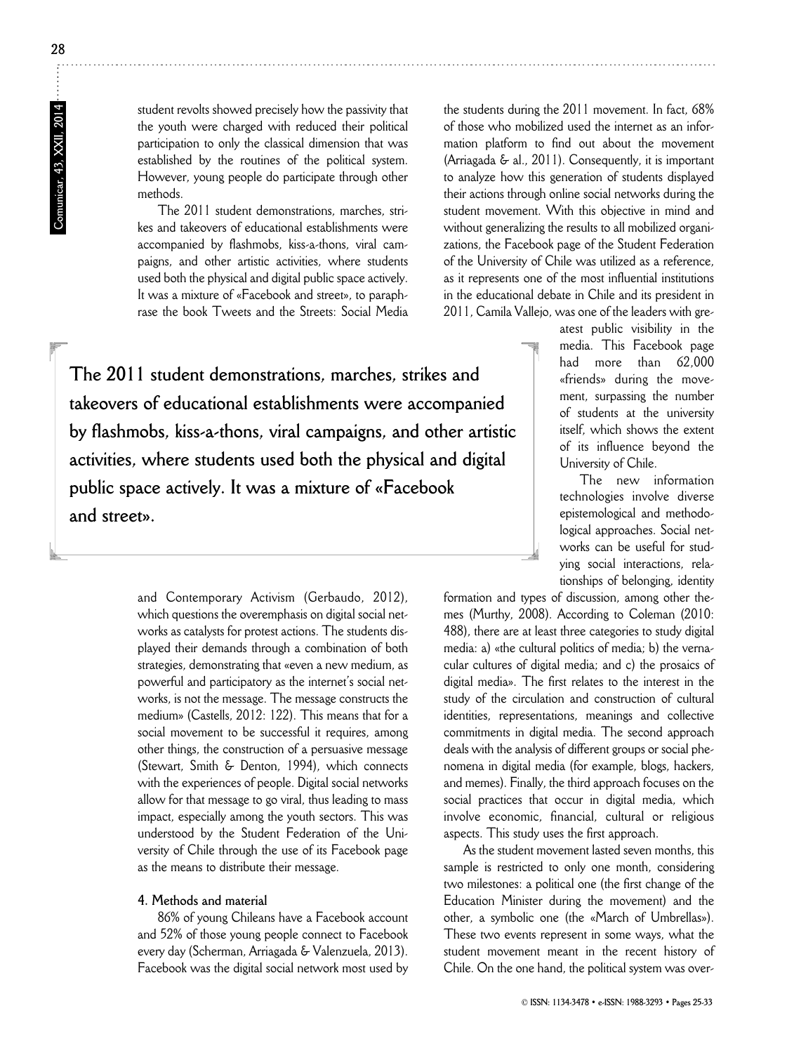student revolts showed precisely how the passivity that the youth were charged with reduced their political participation to only the classical dimension that was established by the routines of the political system. However, young people do participate through other methods.

The 2011 student demonstrations, marches, strikes and takeovers of educational establishments were accompanied by flashmobs, kiss-a-thons, viral campaigns, and other artistic activities, where students used both the physical and digital public space actively. It was a mixture of «Facebook and street», to paraphrase the book Tweets and the Streets: Social Media and Contemporary Activism (Gerbaudo, 2012), which questions the overemphasis on digital social networks as catalysts for protest actions. The students displayed their demands through a combination of both strategies, demonstrating that «even a new medium, as powerful and participatory as the internet's social networks, is not the message. The message constructs the medium» (Castells, 2012: 122). This means that for a social movement to be successful it requires, among other things, the construction of a persuasive message (Stewart, Smith & Denton, 1994), which connects with the experiences of people. Digital social networks allow for that message to go viral, thus leading to mass impact, especially among the youth sectors. This was understood by the Student Federation of the University of Chile through the use of its Facebook page as the means to distribute their message.

**The 2011 student demonstrations, marches, strikes and takeovers of educational establishments were accompanied by flashmobs, kiss-a-thons, viral campaigns, and other artistic activities, where students used both the physical and digital public space actively. It was a mixture of «Facebook and street».**

#### 4. Methods and material

86% of young Chileans have a Facebook account and 52% of those young people connect to Facebook every day (Scherman, Arriagada & Valenzuela, 2013). Facebook was the digital social network most used by the students during the 2011 movement. In fact, 68% of those who mobilized used the internet as an information platform to find out about the movement (Arriagada & al., 2011). Consequently, it is important to analyze how this generation of students displayed their actions through online social networks during the student movement. With this objective in mind and without generalizing the results to all mobilized organizations, the Facebook page of the Student Federation of the University of Chile was utilized as a reference, as it represents one of the most influential institutions in the educational debate in Chile and its president in 2011, Camila Vallejo, was one of the leaders with greatest public visibility in the media. This Facebook page had more than 62,000 «friends» during the movement, surpassing the number of students at the university itself, which shows the extent of its influence beyond the University of Chile.

The new information technologies involve diverse epistemological and methodological approaches. Social networks can be useful for studying social interactions, relationships of belonging, identity formation and types of discussion, among other themes (Murthy, 2008). According to Coleman (2010: 488), there are at least three categories to study digital media: a) «the cultural politics of media; b) the vernacular cultures of digital media; and c) the prosaics of digital media». The first relates to the interest in the study of the circulation and construction of cultural identities, representations, meanings and collective commitments in digital media. The second approach deals with the analysis of different groups or social phenomena in digital media (for example, blogs, hackers, and memes). Finally, the third approach focuses on the social practices that occur in digital media, which involve economic, financial, cultural or religious aspects. This study uses the first approach.

As the student movement lasted seven months, this sample is restricted to only one month, considering two milestones: a political one (the first change of the Education Minister during the movement) and the other, a symbolic one (the «March of Umbrellas»). These two events represent in some ways, what the student movement meant in the recent history of Chile. On the one hand, the political system was over-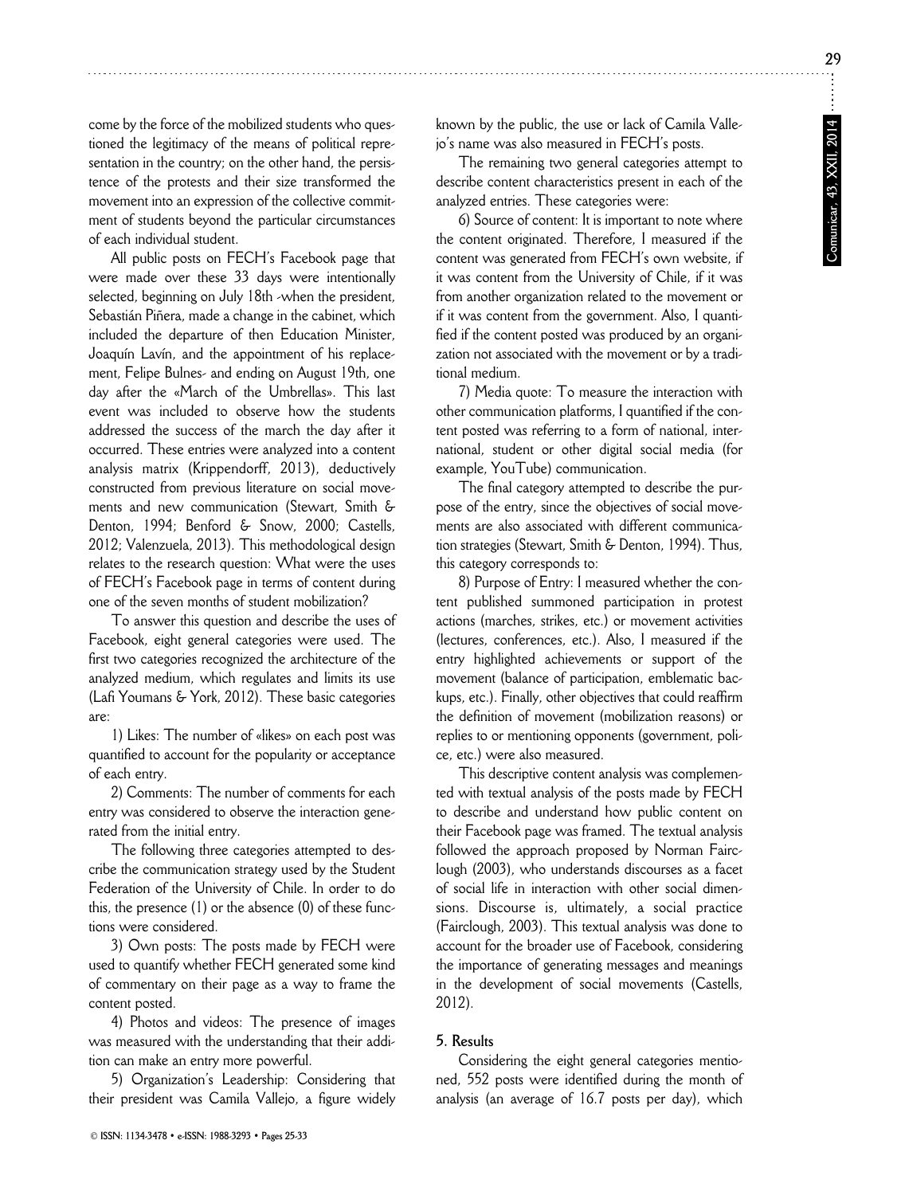come by the force of the mobilized students who questioned the legitimacy of the means of political representation in the country; on the other hand, the persistence of the protests and their size transformed the movement into an expression of the collective commitment of students beyond the particular circumstances of each individual student.

All public posts on FECH's Facebook page that were made over these 33 days were intentionally selected, beginning on July 18th -when the president, Sebastián Piñera, made a change in the cabinet, which included the departure of then Education Minister, Joaquín Lavín, and the appointment of his replacement, Felipe Bulnes- and ending on August 19th, one day after the «March of the Umbrellas». This last event was included to observe how the students addressed the success of the march the day after it occurred. These entries were analyzed into a content analysis matrix (Krippendorff, 2013), deductively constructed from previous literature on social movements and new communication (Stewart, Smith & Denton, 1994; Benford & Snow, 2000; Castells, 2012; Valenzuela, 2013). This methodological design relates to the research question: What were the uses of FECH's Facebook page in terms of content during one of the seven months of student mobilization?

To answer this question and describe the uses of Facebook, eight general categories were used. The first two categories recognized the architecture of the analyzed medium, which regulates and limits its use (Lafi Youmans & York, 2012). These basic categories are:

1) Likes: The number of «likes» on each post was quantified to account for the popularity or acceptance of each entry.

2) Comments: The number of comments for each entry was considered to observe the interaction generated from the initial entry.

The following three categories attempted to describe the communication strategy used by the Student Federation of the University of Chile. In order to do this, the presence (1) or the absence (0) of these functions were considered.

3) Own posts: The posts made by FECH were used to quantify whether FECH generated some kind of commentary on their page as a way to frame the content posted.

4) Photos and videos: The presence of images was measured with the understanding that their addition can make an entry more powerful.

5) Organization's Leadership: Considering that their president was Camila Vallejo, a figure widely known by the public, the use or lack of Camila Vallejo's name was also measured in FECH's posts.

The remaining two general categories attempt to describe content characteristics present in each of the analyzed entries. These categories were:

6) Source of content: It is important to note where the content originated. Therefore, I measured if the content was generated from FECH's own website, if it was content from the University of Chile, if it was from another organization related to the movement or if it was content from the government. Also, I quantified if the content posted was produced by an organization not associated with the movement or by a traditional medium.

7) Media quote: To measure the interaction with other communication platforms, I quantified if the content posted was referring to a form of national, international, student or other digital social media (for example, YouTube) communication.

The final category attempted to describe the purpose of the entry, since the objectives of social movements are also associated with different communication strategies (Stewart, Smith & Denton, 1994). Thus, this category corresponds to:

8) Purpose of Entry: I measured whether the content published summoned participation in protest actions (marches, strikes, etc.) or movement activities (lectures, conferences, etc.). Also, I measured if the entry highlighted achievements or support of the movement (balance of participation, emblematic backups, etc.). Finally, other objectives that could reaffirm the definition of movement (mobilization reasons) or replies to or mentioning opponents (government, police, etc.) were also measured.

This descriptive content analysis was complemented with textual analysis of the posts made by FECH to describe and understand how public content on their Facebook page was framed. The textual analysis followed the approach proposed by Norman Fairclough (2003), who understands discourses as a facet of social life in interaction with other social dimensions. Discourse is, ultimately, a social practice (Fairclough, 2003). This textual analysis was done to account for the broader use of Facebook, considering the importance of generating messages and meanings in the development of social movements (Castells, 2012).

## 5. Results

Considering the eight general categories mentioned, 552 posts were identified during the month of analysis (an average of 16.7 posts per day), which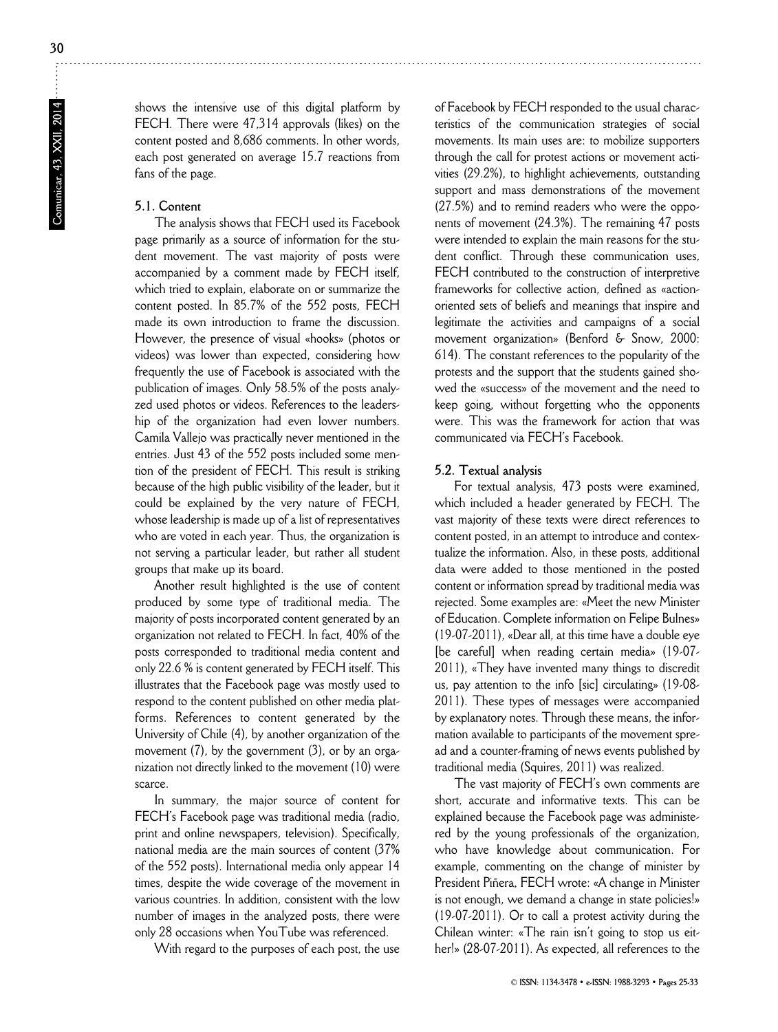shows the intensive use of this digital platform by FECH. There were 47,314 approvals (likes) on the content posted and 8,686 comments. In other words, each post generated on average 15.7 reactions from fans of the page.

### 5.1. Content

The analysis shows that FECH used its Facebook page primarily as a source of information for the student movement. The vast majority of posts were accompanied by a comment made by FECH itself, which tried to explain, elaborate on or summarize the content posted. In 85.7% of the 552 posts, FECH made its own introduction to frame the discussion. However, the presence of visual «hooks» (photos or videos) was lower than expected, considering how frequently the use of Facebook is associated with the publication of images. Only 58.5% of the posts analyzed used photos or videos. References to the leadership of the organization had even lower numbers. Camila Vallejo was practically never mentioned in the entries. Just 43 of the 552 posts included some mention of the president of FECH. This result is striking because of the high public visibility of the leader, but it could be explained by the very nature of FECH, whose leadership is made up of a list of representatives who are voted in each year. Thus, the organization is not serving a particular leader, but rather all student groups that make up its board.

Another result highlighted is the use of content produced by some type of traditional media. The majority of posts incorporated content generated by an organization not related to FECH. In fact, 40% of the posts corresponded to traditional media content and only 22.6 % is content generated by FECH itself. This illustrates that the Facebook page was mostly used to respond to the content published on other media platforms. References to content generated by the University of Chile (4), by another organization of the movement (7), by the government (3), or by an organization not directly linked to the movement (10) were scarce.

In summary, the major source of content for FECH's Facebook page was traditional media (radio, print and online newspapers, television). Specifically, national media are the main sources of content (37% of the 552 posts). International media only appear 14 times, despite the wide coverage of the movement in various countries. In addition, consistent with the low number of images in the analyzed posts, there were only 28 occasions when YouTube was referenced.

With regard to the purposes of each post, the use of Facebook by FECH responded to the usual characteristics of the communication strategies of social movements. Its main uses are: to mobilize supporters through the call for protest actions or movement activities (29.2%), to highlight achievements, outstanding support and mass demonstrations of the movement (27.5%) and to remind readers who were the opponents of movement (24.3%). The remaining 47 posts were intended to explain the main reasons for the student conflict. Through these communication uses, FECH contributed to the construction of interpretive frameworks for collective action, defined as «action-oriented sets of beliefs and meanings that inspire and legitimate the activities and campaigns of a social movement organization» (Benford & Snow, 2000: 614). The constant references to the popularity of the protests and the support that the students gained showed the «success» of the movement and the need to keep going, without forgetting who the opponents were. This was the framework for action that was communicated via FECH's Facebook.

### 5.2. Textual analysis

For textual analysis, 473 posts were examined, which included a header generated by FECH. The vast majority of these texts were direct references to content posted, in an attempt to introduce and contextualize the information. Also, in these posts, additional data were added to those mentioned in the posted content or information spread by traditional media was rejected. Some examples are: «Meet the new Minister of Education. Complete information on Felipe Bulnes» (19-07-2011), «Dear all, at this time have a double eye [be careful] when reading certain media» (19-07-2011), «They have invented many things to discredit us, pay attention to the info [sic] circulating» (19-08-2011). These types of messages were accompanied by explanatory notes. Through these means, the information available to participants of the movement spread and a counter-framing of news events published by traditional media (Squires, 2011) was realized.

The vast majority of FECH's own comments are short, accurate and informative texts. This can be explained because the Facebook page was administered by the young professionals of the organization, who have knowledge about communication. For example, commenting on the change of minister by President Piñera, FECH wrote: «A change in Minister is not enough, we demand a change in state policies!» (19-07-2011). Or to call a protest activity during the Chilean winter: «The rain isn't going to stop us either!» (28-07-2011). As expected, all references to the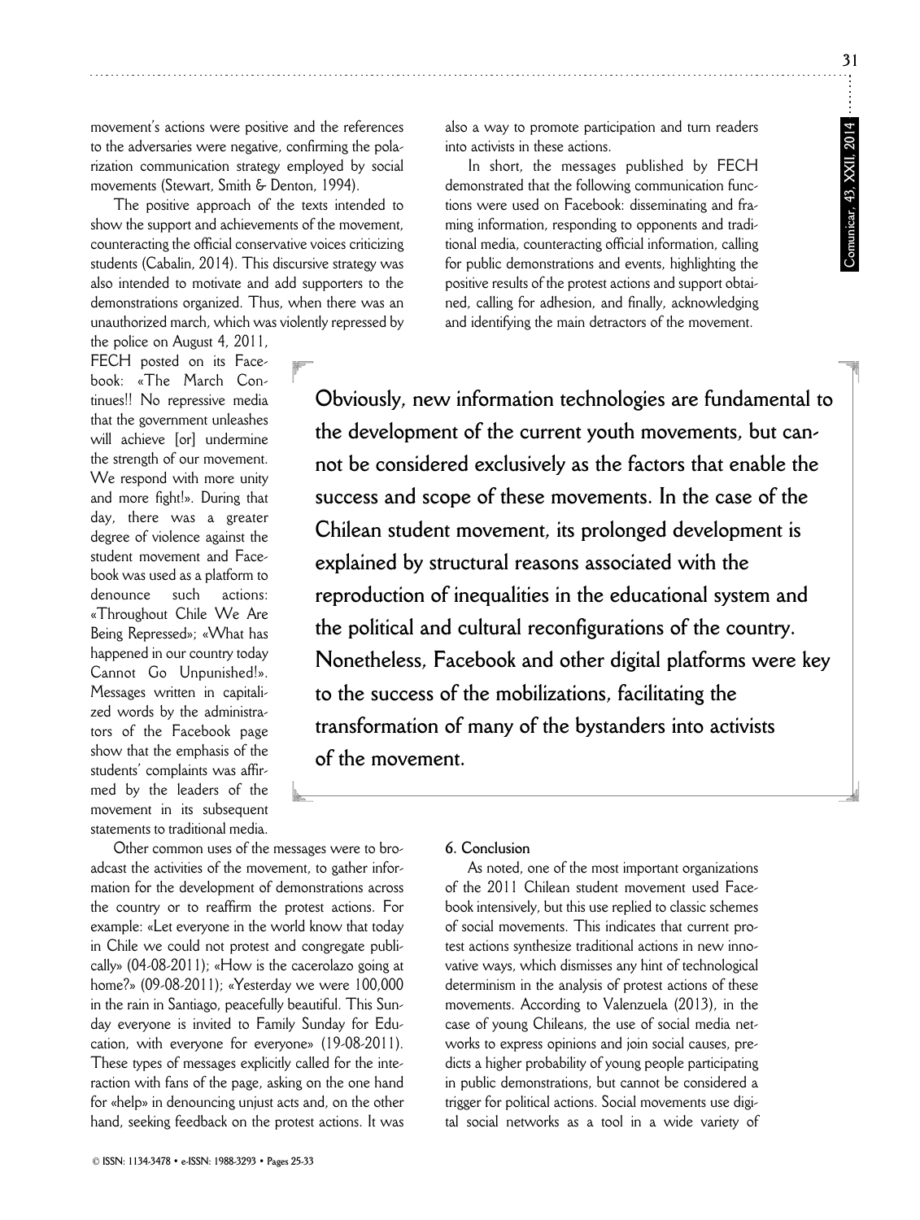movement's actions were positive and the references to the adversaries were negative, confirming the polarization communication strategy employed by social movements (Stewart, Smith & Denton, 1994).

The positive approach of the texts intended to show the support and achievements of the movement, counteracting the official conservative voices criticizing students (Cabalin, 2014). This discursive strategy was also intended to motivate and add supporters to the demonstrations organized. Thus, when there was an unauthorized march, which was violently repressed by the police on August 4, 2011, FECH posted on its Facebook: «The March Continues!! No repressive media that the government unleashes will achieve [or] undermine the strength of our movement. We respond with more unity and more fight!». During that day, there was a greater degree of violence against the student movement and Facebook was used as a platform to denounce such actions: «Throughout Chile We Are Being Repressed»; «What has happened in our country today Cannot Go Unpunished!». Messages written in capitalized words by the administrators of the Facebook page show that the emphasis of the students' complaints was affirmed by the leaders of the movement in its subsequent statements to traditional media.

Other common uses of the messages were to broadcast the activities of the movement, to gather information for the development of demonstrations across the country or to reaffirm the protest actions. For example: «Let everyone in the world know that today in Chile we could not protest and congregate publically» (04-08-2011); «How is the cacerolazo going at home?» (09-08-2011); «Yesterday we were 100,000 in the rain in Santiago, peacefully beautiful. This Sunday everyone is invited to Family Sunday for Education, with everyone for everyone» (19-08-2011). These types of messages explicitly called for the interaction with fans of the page, asking on the one hand for «help» in denouncing unjust acts and, on the other hand, seeking feedback on the protest actions. It was also a way to promote participation and turn readers into activists in these actions.

In short, the messages published by FECH demonstrated that the following communication functions were used on Facebook: disseminating and framing information, responding to opponents and traditional media, counteracting official information, calling for public demonstrations and events, highlighting the positive results of the protest actions and support obtained, calling for adhesion, and finally, acknowledging and identifying the main detractors of the movement.

> **Obviously, new information technologies are fundamental to the development of the current youth movements, but cannot be considered exclusively as the factors that enable the success and scope of these movements. In the case of the Chilean student movement, its prolonged development is explained by structural reasons associated with the reproduction of inequalities in the educational system and the political and cultural reconfigurations of the country. Nonetheless, Facebook and other digital platforms were key to the success of the mobilizations, facilitating the transformation of many of the bystanders into activists of the movement.**

## 6. Conclusion

As noted, one of the most important organizations of the 2011 Chilean student movement used Facebook intensively, but this use replied to classic schemes of social movements. This indicates that current protest actions synthesize traditional actions in new innovative ways, which dismisses any hint of technological determinism in the analysis of protest actions of these movements. According to Valenzuela (2013), in the case of young Chileans, the use of social media networks to express opinions and join social causes, predicts a higher probability of young people participating in public demonstrations, but cannot be considered a trigger for political actions. Social movements use digital social networks as a tool in a wide variety of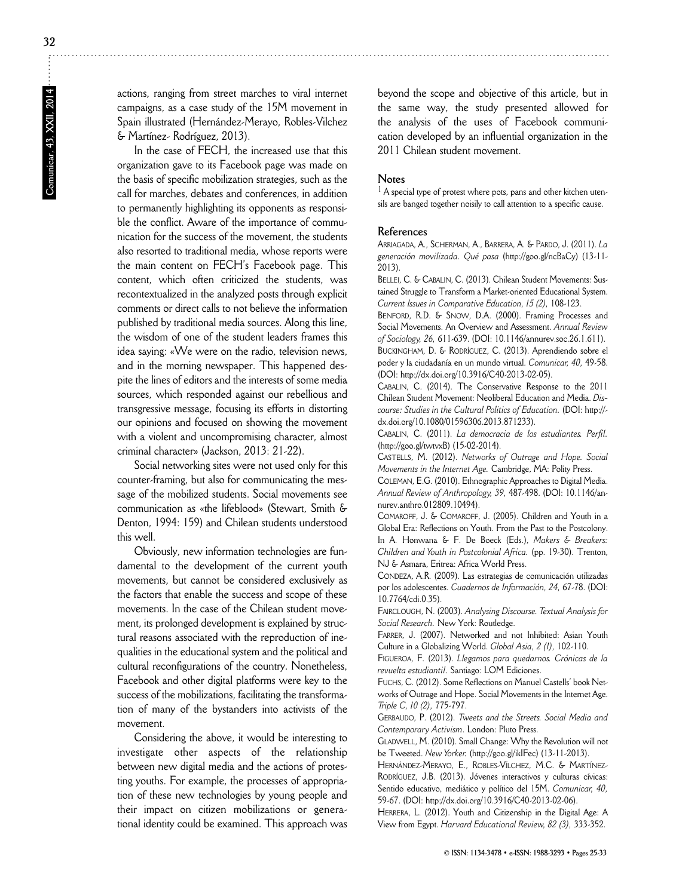actions, ranging from street marches to viral internet campaigns, as a case study of the 15M movement in Spain illustrated (Hernández-Merayo, Robles-Vilchez & Martínez- Rodríguez, 2013).

In the case of FECH, the increased use that this organization gave to its Facebook page was made on the basis of specific mobilization strategies, such as the call for marches, debates and conferences, in addition to permanently highlighting its opponents as responsible the conflict. Aware of the importance of communication for the success of the movement, the students also resorted to traditional media, whose reports were the main content on FECH's Facebook page. This content, which often criticized the students, was recontextualized in the analyzed posts through explicit comments or direct calls to not believe the information published by traditional media sources. Along this line, the wisdom of one of the student leaders frames this idea saying: «We were on the radio, television news, and in the morning newspaper. This happened despite the lines of editors and the interests of some media sources, which responded against our rebellious and transgressive message, focusing its efforts in distorting our opinions and focused on showing the movement with a violent and uncompromising character, almost criminal character» (Jackson, 2013: 21-22).

Social networking sites were not used only for this counter-framing, but also for communicating the message of the mobilized students. Social movements see communication as «the lifeblood» (Stewart, Smith & Denton, 1994: 159) and Chilean students understood this well.

Obviously, new information technologies are fundamental to the development of the current youth movements, but cannot be considered exclusively as the factors that enable the success and scope of these movements. In the case of the Chilean student movement, its prolonged development is explained by structural reasons associated with the reproduction of inequalities in the educational system and the political and cultural reconfigurations of the country. Nonetheless, Facebook and other digital platforms were key to the success of the mobilizations, facilitating the transformation of many of the bystanders into activists of the movement.

Considering the above, it would be interesting to investigate other aspects of the relationship between new digital media and the actions of protesting youths. For example, the processes of appropriation of these new technologies by young people and their impact on citizen mobilizations or generational identity could be examined. This approach was beyond the scope and objective of this article, but in the same way, the study presented allowed for the analysis of the uses of Facebook communication developed by an influential organization in the 2011 Chilean student movement.

## Notes

[1] A special type of protest where pots, pans and other kitchen utensils are banged together noisily to call attention to a specific cause.

## References

ARRIAGADA, A., SCHERMAN, A., BARRERA, A. & PARDO, J. (2011). *La generación movilizada*. *Qué pasa* (http://goo.gl/ncBaCy) (13-11-2013).

BELLEI, C. & CABALIN, C. (2013). Chilean Student Movements: Sustained Struggle to Transform a Market-oriented Educational System. *Current Issues in Comparative Education*, *15 (2)*, 108-123.

BENFORD, R.D. & SNOW, D.A. (2000). Framing Processes and Social Movements. An Overview and Assessment. *Annual Review of Sociology*, *26*, 611-639. (DOI: 10.1146/annurev.soc.26.1.611).

BUCKINGHAM, D. & RODRÍGUEZ, C. (2013). Aprendiendo sobre el poder y la ciudadanía en un mundo virtual. *Comunicar, 40*, 49-58. (DOI: http://dx.doi.org/10.3916/C40-2013-02-05).

CABALIN, C. (2014). The Conservative Response to the 2011 Chilean Student Movement: Neoliberal Education and Media. *Discourse: Studies in the Cultural Politics of Education*. (DOI: http://dx.doi.org/10.1080/01596306.2013.871233).

CABALIN, C. (2011). *La democracia de los estudiantes. Perfil*. (http://goo.gl/twtvxB) (15-02-2014).

CASTELLS, M. (2012). *Networks of Outrage and Hope. Social Movements in the Internet Age.* Cambridge, MA: Polity Press.

COLEMAN, E.G. (2010). Ethnographic Approaches to Digital Media. *Annual Review of Anthropology, 39*, 487-498. (DOI: 10.1146/annurev.anthro.012809.10494).

COMAROFF, J. & COMAROFF, J. (2005). Children and Youth in a Global Era: Reflections on Youth. From the Past to the Postcolony. In A. Honwana & F. De Boeck (Eds.), *Makers & Breakers: Children and Youth in Postcolonial Africa*. (pp. 19-30). Trenton, NJ & Asmara, Eritrea: Africa World Press.

CONDEZA, A.R. (2009). Las estrategias de comunicación utilizadas por los adolescentes. *Cuadernos de Información*, *24*, 67-78. (DOI: 10.7764/cdi.0.35).

FAIRCLOUGH, N. (2003). *Analysing Discourse. Textual Analysis for Social Research*. New York: Routledge.

FARRER, J. (2007). Networked and not Inhibited: Asian Youth Culture in a Globalizing World. *Global Asia*, *2 (1)*, 102-110.

FIGUEROA, F. (2013). *Llegamos para quedarnos. Crónicas de la revuelta estudiantil*. Santiago: LOM Ediciones.

FUCHS, C. (2012). Some Reflections on Manuel Castells' book Networks of Outrage and Hope. Social Movements in the Internet Age. *Triple C, 10 (2)*, 775-797.

GERBAUDO, P. (2012). *Tweets and the Streets. Social Media and Contemporary Activism*. London: Pluto Press.

GLADWELL, M. (2010). Small Change: Why the Revolution will not be Tweeted. *New Yorker.* (http://goo.gl/iklFec) (13-11-2013).

HERNÁNDEZ-MERAYO, E., ROBLES-VÍLCHEZ, M.C. & MARTÍNEZ-RODRÍGUEZ, J.B. (2013). Jóvenes interactivos y culturas cívicas: Sentido educativo, mediático y político del 15M. *Comunicar, 40*, 59-67. (DOI: http://dx.doi.org/10.3916/C40-2013-02-06).

HERRERA, L. (2012). Youth and Citizenship in the Digital Age: A View from Egypt. *Harvard Educational Review, 82 (3)*, 333-352.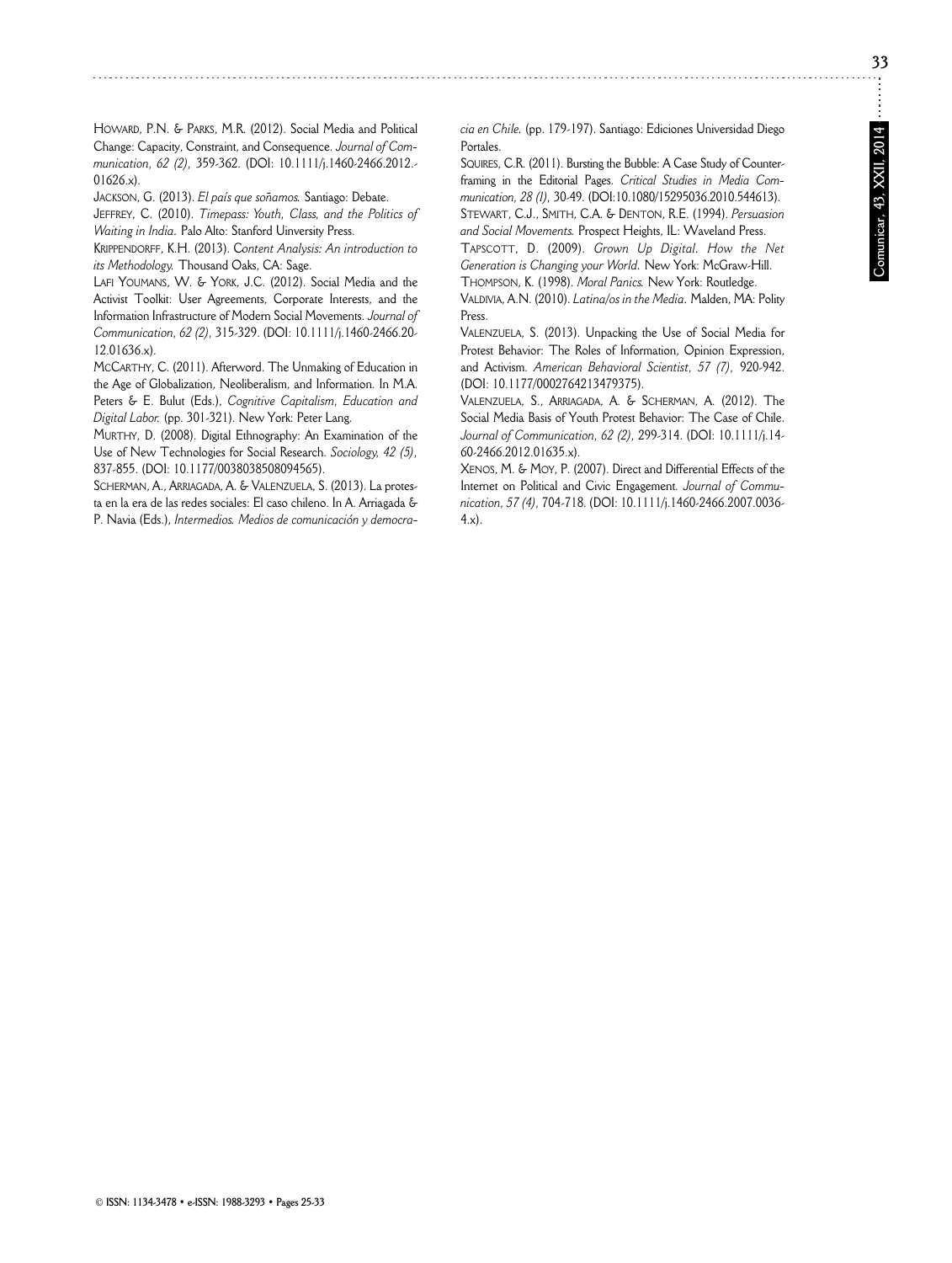HOWARD, P.N. & PARKS, M.R. (2012). Social Media and Political Change: Capacity, Constraint, and Consequence. *Journal of Communication, 62 (2)*, 359-362. (DOI: 10.1111/j.1460-2466.2012.01626.x).

JACKSON, G. (2013). *El país que soñamos.* Santiago: Debate.

JEFFREY, C. (2010). *Timepass: Youth, Class, and the Politics of Waiting in India*. Palo Alto: Stanford Uinversity Press.

KRIPPENDORFF, K.H. (2013). *Content Analysis: An introduction to its Methodology.* Thousand Oaks, CA: Sage.

LAFI YOUMANS, W. & YORK, J.C. (2012). Social Media and the Activist Toolkit: User Agreements, Corporate Interests, and the Information Infrastructure of Modern Social Movements. *Journal of Communication, 62 (2)*, 315-329. (DOI: 10.1111/j.1460-2466.2012.01636.x).

MCCARTHY, C. (2011). Afterword. The Unmaking of Education in the Age of Globalization, Neoliberalism, and Information. In M.A. Peters & E. Bulut (Eds.), *Cognitive Capitalism, Education and Digital Labor.* (pp. 301-321). New York: Peter Lang.

MURTHY, D. (2008). Digital Ethnography: An Examination of the Use of New Technologies for Social Research. *Sociology, 42 (5)*, 837-855. (DOI: 10.1177/0038038508094565).

SCHERMAN, A., ARRIAGADA, A. & VALENZUELA, S. (2013). La protesta en la era de las redes sociales: El caso chileno. In A. Arriagada & P. Navia (Eds.), *Intermedios. Medios de comunicación y democracia en Chile.* (pp. 179-197). Santiago: Ediciones Universidad Diego Portales.

SQUIRES, C.R. (2011). Bursting the Bubble: A Case Study of Counterframing in the Editorial Pages. *Critical Studies in Media Communication, 28 (l)*, 30-49. (DOI:10.1080/15295036.2010.544613).

STEWART, C.J., SMITH, C.A. & DENTON, R.E. (1994). *Persuasion and Social Movements.* Prospect Heights, IL: Waveland Press.

TAPSCOTT, D. (2009). *Grown Up Digital. How the Net Generation is Changing your World.* New York: McGraw-Hill.

THOMPSON, K. (1998). *Moral Panics.* New York: Routledge.

VALDIVIA, A.N. (2010). *Latina/os in the Media*. Malden, MA: Polity Press.

VALENZUELA, S. (2013). Unpacking the Use of Social Media for Protest Behavior: The Roles of Information, Opinion Expression, and Activism. *American Behavioral Scientist, 57 (7)*, 920-942. (DOI: 10.1177/0002764213479375).

VALENZUELA, S., ARRIAGADA, A. & SCHERMAN, A. (2012). The Social Media Basis of Youth Protest Behavior: The Case of Chile. *Journal of Communication, 62 (2)*, 299-314. (DOI: 10.1111/j.1460-2466.2012.01635.x).

XENOS, M. & MOY, P. (2007). Direct and Differential Effects of the Internet on Political and Civic Engagement. *Journal of Communication, 57 (4)*, 704-718. (DOI: 10.1111/j.1460-2466.2007.00364.x).